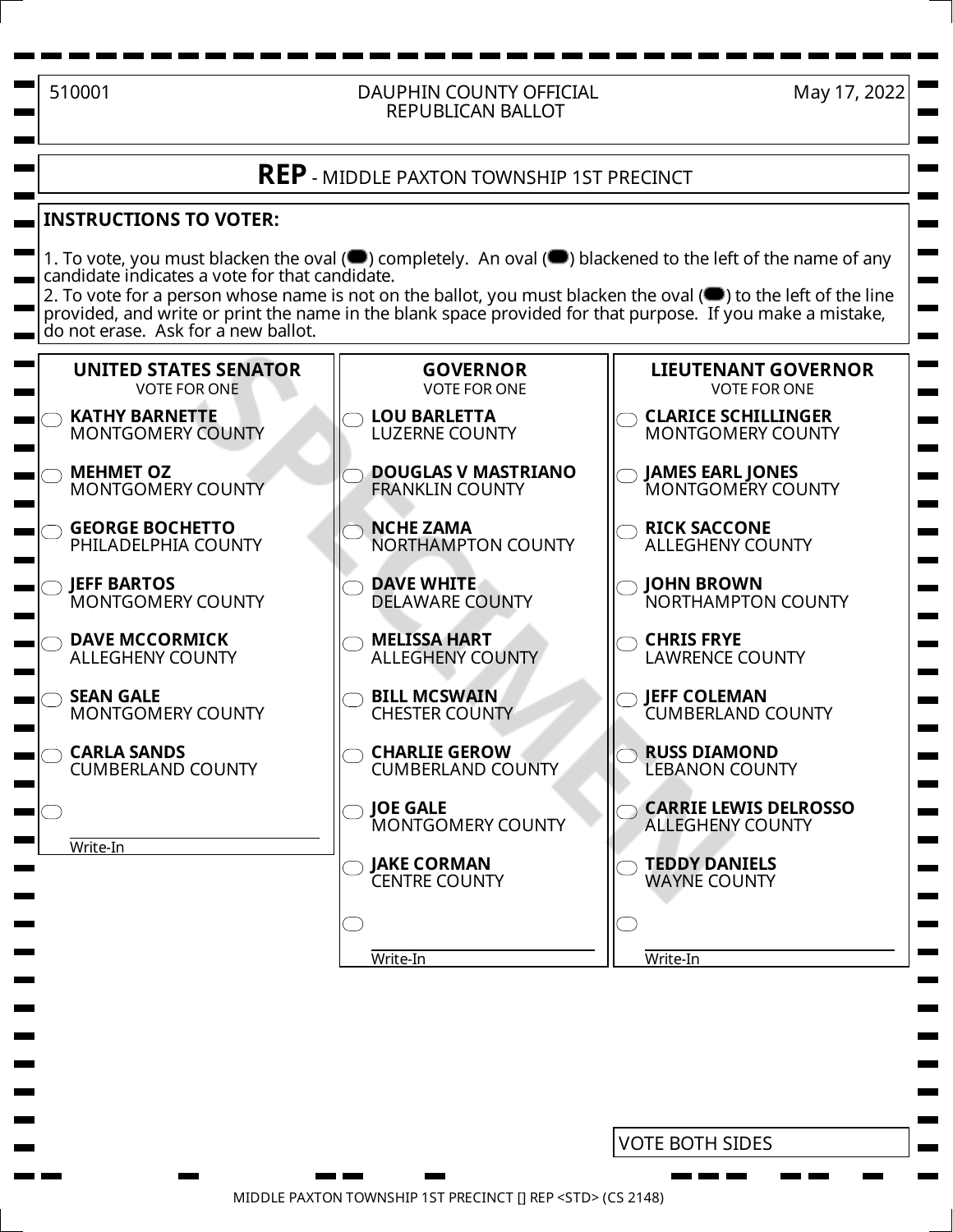510001

DAUPHIN COUNTY OFFICIAL
REPUBLICAN BALLOT

May 17, 2022

# REP - MIDDLE PAXTON TOWNSHIP 1ST PRECINCT

**INSTRUCTIONS TO VOTER:**

1. To vote, you must blacken the oval (⬬) completely. An oval (⬬) blackened to the left of the name of any candidate indicates a vote for that candidate.
2. To vote for a person whose name is not on the ballot, you must blacken the oval (⬬) to the left of the line provided, and write or print the name in the blank space provided for that purpose. If you make a mistake, do not erase. Ask for a new ballot.

## UNITED STATES SENATOR
VOTE FOR ONE

- ◯ **KATHY BARNETTE** MONTGOMERY COUNTY
- ◯ **MEHMET OZ** MONTGOMERY COUNTY
- ◯ **GEORGE BOCHETTO** PHILADELPHIA COUNTY
- ◯ **JEFF BARTOS** MONTGOMERY COUNTY
- ◯ **DAVE MCCORMICK** ALLEGHENY COUNTY
- ◯ **SEAN GALE** MONTGOMERY COUNTY
- ◯ **CARLA SANDS** CUMBERLAND COUNTY
- ◯ ______________ Write-In

## GOVERNOR
VOTE FOR ONE

- ◯ **LOU BARLETTA** LUZERNE COUNTY
- ◯ **DOUGLAS V MASTRIANO** FRANKLIN COUNTY
- ◯ **NCHE ZAMA** NORTHAMPTON COUNTY
- ◯ **DAVE WHITE** DELAWARE COUNTY
- ◯ **MELISSA HART** ALLEGHENY COUNTY
- ◯ **BILL MCSWAIN** CHESTER COUNTY
- ◯ **CHARLIE GEROW** CUMBERLAND COUNTY
- ◯ **JOE GALE** MONTGOMERY COUNTY
- ◯ **JAKE CORMAN** CENTRE COUNTY
- ◯ ______________ Write-In

## LIEUTENANT GOVERNOR
VOTE FOR ONE

- ◯ **CLARICE SCHILLINGER** MONTGOMERY COUNTY
- ◯ **JAMES EARL JONES** MONTGOMERY COUNTY
- ◯ **RICK SACCONE** ALLEGHENY COUNTY
- ◯ **JOHN BROWN** NORTHAMPTON COUNTY
- ◯ **CHRIS FRYE** LAWRENCE COUNTY
- ◯ **JEFF COLEMAN** CUMBERLAND COUNTY
- ◯ **RUSS DIAMOND** LEBANON COUNTY
- ◯ **CARRIE LEWIS DELROSSO** ALLEGHENY COUNTY
- ◯ **TEDDY DANIELS** WAYNE COUNTY
- ◯ ______________ Write-In

VOTE BOTH SIDES

MIDDLE PAXTON TOWNSHIP 1ST PRECINCT [] REP <STD> (CS 2148)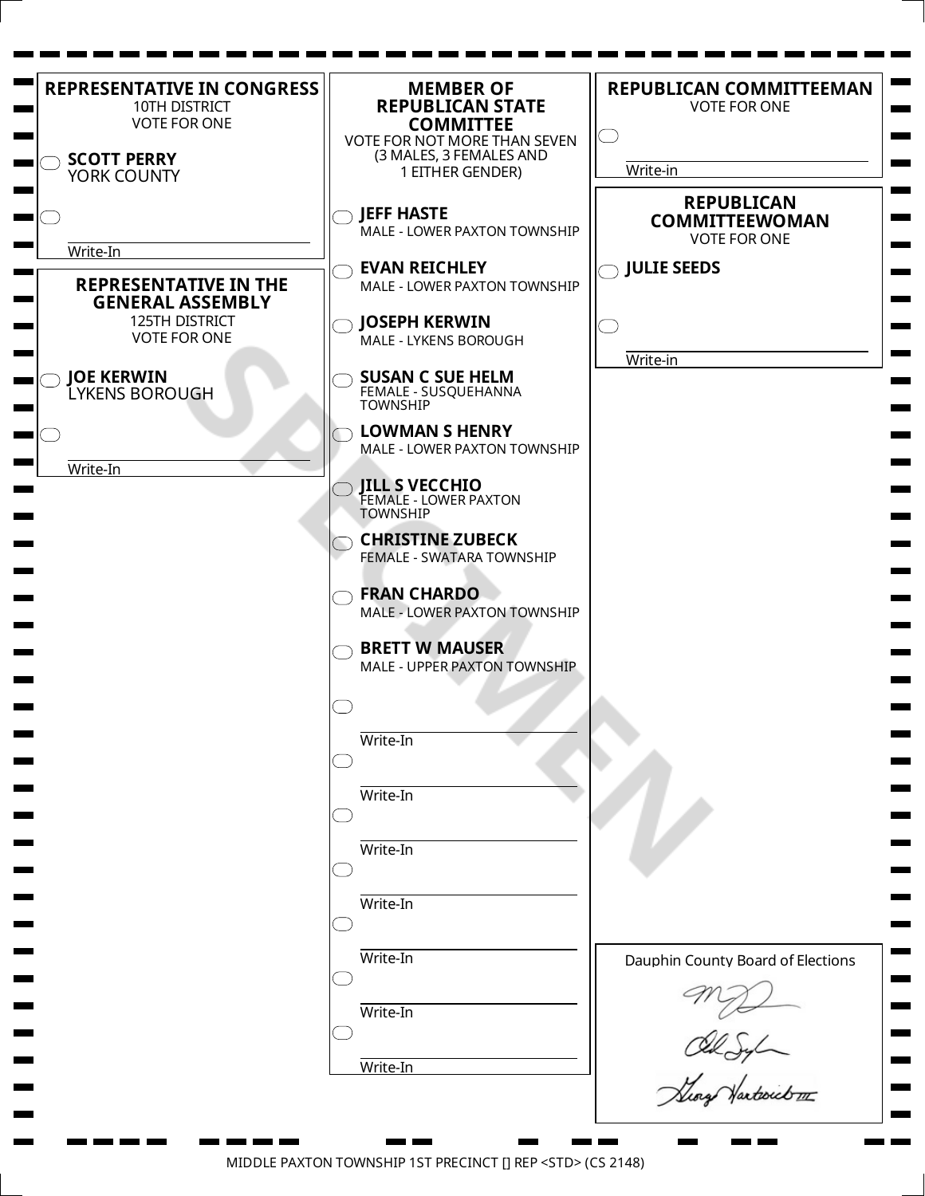## REPRESENTATIVE IN CONGRESS

10TH DISTRICT
VOTE FOR ONE

- **SCOTT PERRY**
  YORK COUNTY
- Write-In

## REPRESENTATIVE IN THE GENERAL ASSEMBLY

125TH DISTRICT
VOTE FOR ONE

- **JOE KERWIN**
  LYKENS BOROUGH
- Write-In

## MEMBER OF REPUBLICAN STATE COMMITTEE

VOTE FOR NOT MORE THAN SEVEN
(3 MALES, 3 FEMALES AND
1 EITHER GENDER)

- **JEFF HASTE**
  MALE - LOWER PAXTON TOWNSHIP
- **EVAN REICHLEY**
  MALE - LOWER PAXTON TOWNSHIP
- **JOSEPH KERWIN**
  MALE - LYKENS BOROUGH
- **SUSAN C SUE HELM**
  FEMALE - SUSQUEHANNA TOWNSHIP
- **LOWMAN S HENRY**
  MALE - LOWER PAXTON TOWNSHIP
- **JILL S VECCHIO**
  FEMALE - LOWER PAXTON TOWNSHIP
- **CHRISTINE ZUBECK**
  FEMALE - SWATARA TOWNSHIP
- **FRAN CHARDO**
  MALE - LOWER PAXTON TOWNSHIP
- **BRETT W MAUSER**
  MALE - UPPER PAXTON TOWNSHIP
- Write-In
- Write-In
- Write-In
- Write-In
- Write-In
- Write-In
- Write-In

## REPUBLICAN COMMITTEEMAN

VOTE FOR ONE

- Write-in

## REPUBLICAN COMMITTEEWOMAN

VOTE FOR ONE

- **JULIE SEEDS**
- Write-in

Dauphin County Board of Elections

SPECIMEN

MIDDLE PAXTON TOWNSHIP 1ST PRECINCT [] REP <STD> (CS 2148)